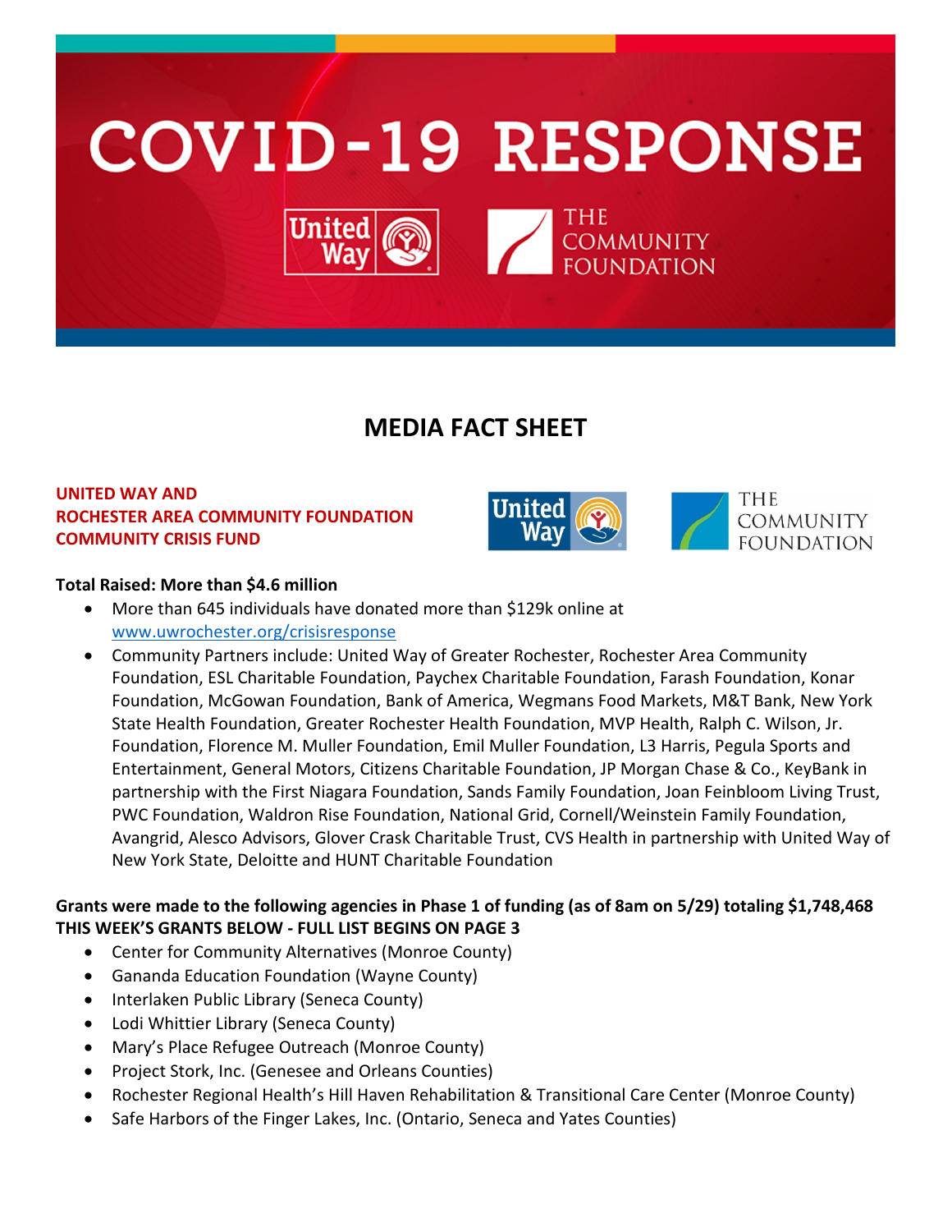# COVID-19 RESPONSE

United Way | THE COMMUNITY FOUNDATION

## MEDIA FACT SHEET

**UNITED WAY AND**
**ROCHESTER AREA COMMUNITY FOUNDATION**
**COMMUNITY CRISIS FUND**

**Total Raised: More than $4.6 million**

- More than 645 individuals have donated more than $129k online at www.uwrochester.org/crisisresponse
- Community Partners include: United Way of Greater Rochester, Rochester Area Community Foundation, ESL Charitable Foundation, Paychex Charitable Foundation, Farash Foundation, Konar Foundation, McGowan Foundation, Bank of America, Wegmans Food Markets, M&T Bank, New York State Health Foundation, Greater Rochester Health Foundation, MVP Health, Ralph C. Wilson, Jr. Foundation, Florence M. Muller Foundation, Emil Muller Foundation, L3 Harris, Pegula Sports and Entertainment, General Motors, Citizens Charitable Foundation, JP Morgan Chase & Co., KeyBank in partnership with the First Niagara Foundation, Sands Family Foundation, Joan Feinbloom Living Trust, PWC Foundation, Waldron Rise Foundation, National Grid, Cornell/Weinstein Family Foundation, Avangrid, Alesco Advisors, Glover Crask Charitable Trust, CVS Health in partnership with United Way of New York State, Deloitte and HUNT Charitable Foundation

**Grants were made to the following agencies in Phase 1 of funding (as of 8am on 5/29) totaling $1,748,468**
**THIS WEEK'S GRANTS BELOW - FULL LIST BEGINS ON PAGE 3**

- Center for Community Alternatives (Monroe County)
- Gananda Education Foundation (Wayne County)
- Interlaken Public Library (Seneca County)
- Lodi Whittier Library (Seneca County)
- Mary's Place Refugee Outreach (Monroe County)
- Project Stork, Inc. (Genesee and Orleans Counties)
- Rochester Regional Health's Hill Haven Rehabilitation & Transitional Care Center (Monroe County)
- Safe Harbors of the Finger Lakes, Inc. (Ontario, Seneca and Yates Counties)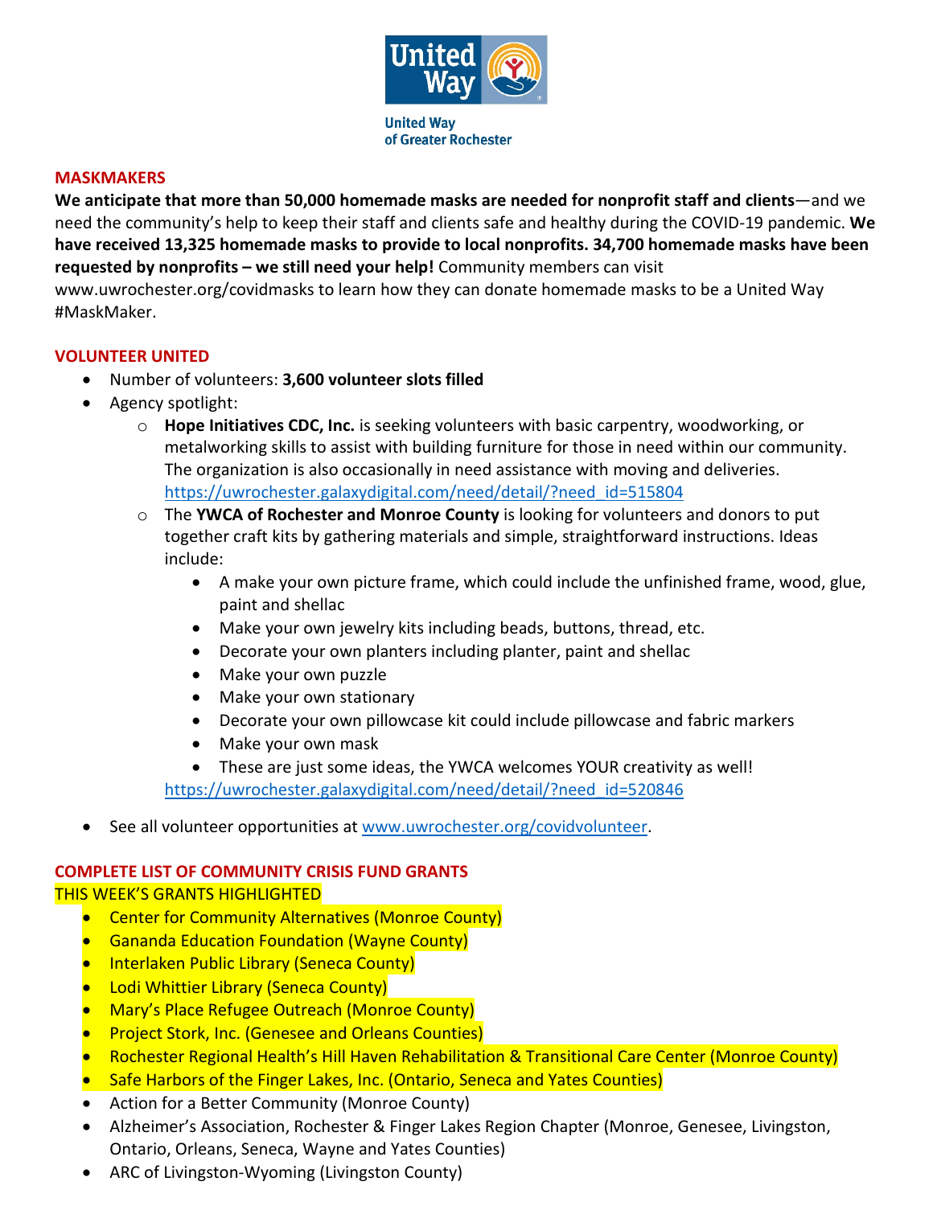United Way of Greater Rochester

## MASKMAKERS

**We anticipate that more than 50,000 homemade masks are needed for nonprofit staff and clients**—and we need the community's help to keep their staff and clients safe and healthy during the COVID-19 pandemic. **We have received 13,325 homemade masks to provide to local nonprofits. 34,700 homemade masks have been requested by nonprofits – we still need your help!** Community members can visit www.uwrochester.org/covidmasks to learn how they can donate homemade masks to be a United Way #MaskMaker.

## VOLUNTEER UNITED

- Number of volunteers: **3,600 volunteer slots filled**
- Agency spotlight:
  - **Hope Initiatives CDC, Inc.** is seeking volunteers with basic carpentry, woodworking, or metalworking skills to assist with building furniture for those in need within our community. The organization is also occasionally in need assistance with moving and deliveries. https://uwrochester.galaxydigital.com/need/detail/?need_id=515804
  - The **YWCA of Rochester and Monroe County** is looking for volunteers and donors to put together craft kits by gathering materials and simple, straightforward instructions. Ideas include:
    - A make your own picture frame, which could include the unfinished frame, wood, glue, paint and shellac
    - Make your own jewelry kits including beads, buttons, thread, etc.
    - Decorate your own planters including planter, paint and shellac
    - Make your own puzzle
    - Make your own stationary
    - Decorate your own pillowcase kit could include pillowcase and fabric markers
    - Make your own mask
    - These are just some ideas, the YWCA welcomes YOUR creativity as well!

    https://uwrochester.galaxydigital.com/need/detail/?need_id=520846
- See all volunteer opportunities at www.uwrochester.org/covidvolunteer.

## COMPLETE LIST OF COMMUNITY CRISIS FUND GRANTS

THIS WEEK'S GRANTS HIGHLIGHTED

- Center for Community Alternatives (Monroe County)
- Gananda Education Foundation (Wayne County)
- Interlaken Public Library (Seneca County)
- Lodi Whittier Library (Seneca County)
- Mary's Place Refugee Outreach (Monroe County)
- Project Stork, Inc. (Genesee and Orleans Counties)
- Rochester Regional Health's Hill Haven Rehabilitation & Transitional Care Center (Monroe County)
- Safe Harbors of the Finger Lakes, Inc. (Ontario, Seneca and Yates Counties)
- Action for a Better Community (Monroe County)
- Alzheimer's Association, Rochester & Finger Lakes Region Chapter (Monroe, Genesee, Livingston, Ontario, Orleans, Seneca, Wayne and Yates Counties)
- ARC of Livingston-Wyoming (Livingston County)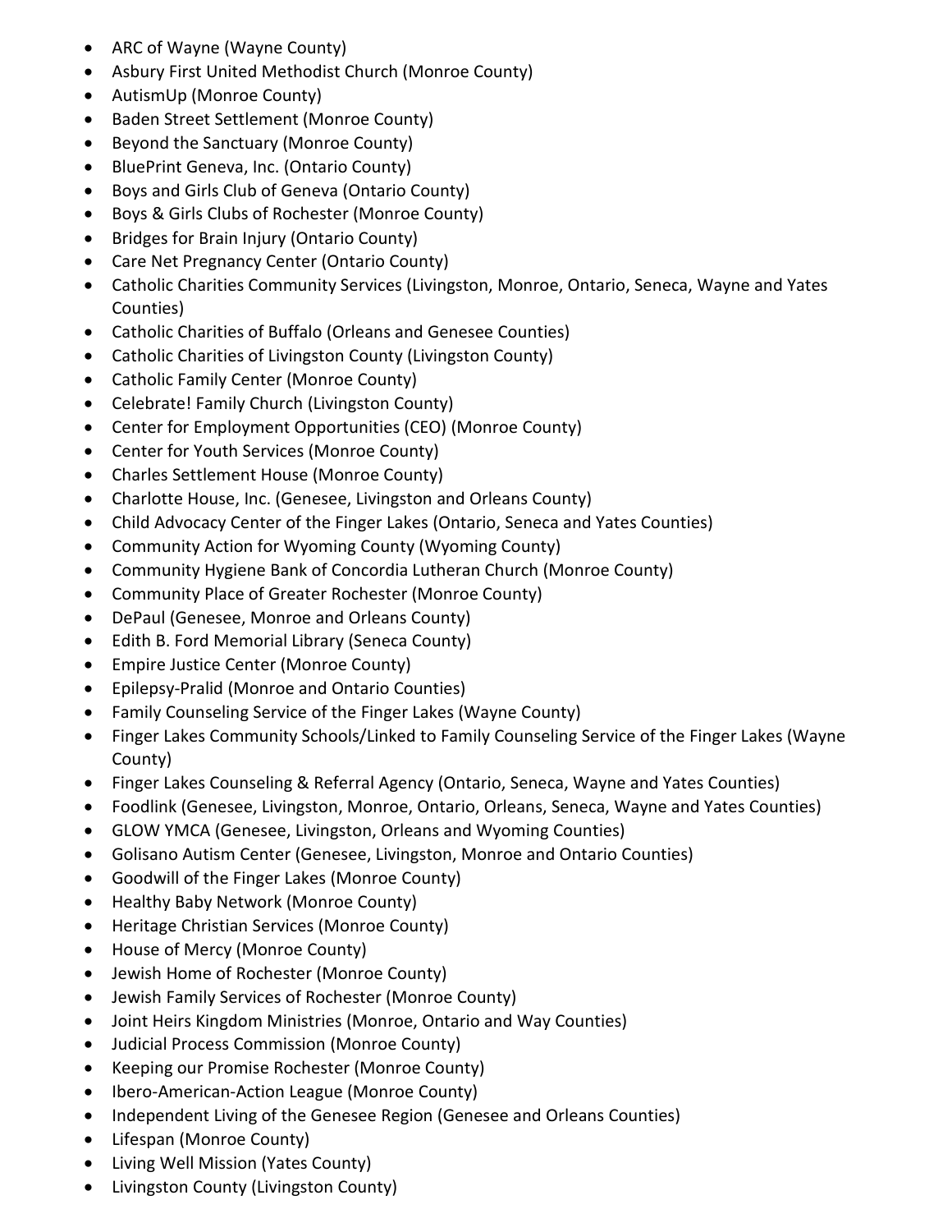- ARC of Wayne (Wayne County)
- Asbury First United Methodist Church (Monroe County)
- AutismUp (Monroe County)
- Baden Street Settlement (Monroe County)
- Beyond the Sanctuary (Monroe County)
- BluePrint Geneva, Inc. (Ontario County)
- Boys and Girls Club of Geneva (Ontario County)
- Boys & Girls Clubs of Rochester (Monroe County)
- Bridges for Brain Injury (Ontario County)
- Care Net Pregnancy Center (Ontario County)
- Catholic Charities Community Services (Livingston, Monroe, Ontario, Seneca, Wayne and Yates Counties)
- Catholic Charities of Buffalo (Orleans and Genesee Counties)
- Catholic Charities of Livingston County (Livingston County)
- Catholic Family Center (Monroe County)
- Celebrate! Family Church (Livingston County)
- Center for Employment Opportunities (CEO) (Monroe County)
- Center for Youth Services (Monroe County)
- Charles Settlement House (Monroe County)
- Charlotte House, Inc. (Genesee, Livingston and Orleans County)
- Child Advocacy Center of the Finger Lakes (Ontario, Seneca and Yates Counties)
- Community Action for Wyoming County (Wyoming County)
- Community Hygiene Bank of Concordia Lutheran Church (Monroe County)
- Community Place of Greater Rochester (Monroe County)
- DePaul (Genesee, Monroe and Orleans County)
- Edith B. Ford Memorial Library (Seneca County)
- Empire Justice Center (Monroe County)
- Epilepsy-Pralid (Monroe and Ontario Counties)
- Family Counseling Service of the Finger Lakes (Wayne County)
- Finger Lakes Community Schools/Linked to Family Counseling Service of the Finger Lakes (Wayne County)
- Finger Lakes Counseling & Referral Agency (Ontario, Seneca, Wayne and Yates Counties)
- Foodlink (Genesee, Livingston, Monroe, Ontario, Orleans, Seneca, Wayne and Yates Counties)
- GLOW YMCA (Genesee, Livingston, Orleans and Wyoming Counties)
- Golisano Autism Center (Genesee, Livingston, Monroe and Ontario Counties)
- Goodwill of the Finger Lakes (Monroe County)
- Healthy Baby Network (Monroe County)
- Heritage Christian Services (Monroe County)
- House of Mercy (Monroe County)
- Jewish Home of Rochester (Monroe County)
- Jewish Family Services of Rochester (Monroe County)
- Joint Heirs Kingdom Ministries (Monroe, Ontario and Way Counties)
- Judicial Process Commission (Monroe County)
- Keeping our Promise Rochester (Monroe County)
- Ibero-American-Action League (Monroe County)
- Independent Living of the Genesee Region (Genesee and Orleans Counties)
- Lifespan (Monroe County)
- Living Well Mission (Yates County)
- Livingston County (Livingston County)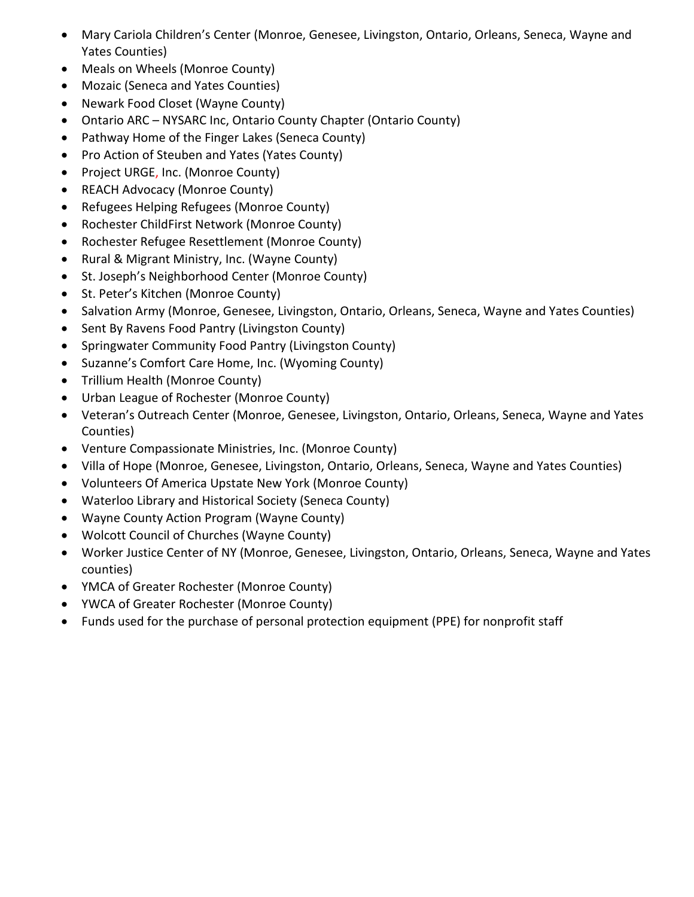- Mary Cariola Children's Center (Monroe, Genesee, Livingston, Ontario, Orleans, Seneca, Wayne and Yates Counties)
- Meals on Wheels (Monroe County)
- Mozaic (Seneca and Yates Counties)
- Newark Food Closet (Wayne County)
- Ontario ARC – NYSARC Inc, Ontario County Chapter (Ontario County)
- Pathway Home of the Finger Lakes (Seneca County)
- Pro Action of Steuben and Yates (Yates County)
- Project URGE, Inc. (Monroe County)
- REACH Advocacy (Monroe County)
- Refugees Helping Refugees (Monroe County)
- Rochester ChildFirst Network (Monroe County)
- Rochester Refugee Resettlement (Monroe County)
- Rural & Migrant Ministry, Inc. (Wayne County)
- St. Joseph's Neighborhood Center (Monroe County)
- St. Peter's Kitchen (Monroe County)
- Salvation Army (Monroe, Genesee, Livingston, Ontario, Orleans, Seneca, Wayne and Yates Counties)
- Sent By Ravens Food Pantry (Livingston County)
- Springwater Community Food Pantry (Livingston County)
- Suzanne's Comfort Care Home, Inc. (Wyoming County)
- Trillium Health (Monroe County)
- Urban League of Rochester (Monroe County)
- Veteran's Outreach Center (Monroe, Genesee, Livingston, Ontario, Orleans, Seneca, Wayne and Yates Counties)
- Venture Compassionate Ministries, Inc. (Monroe County)
- Villa of Hope (Monroe, Genesee, Livingston, Ontario, Orleans, Seneca, Wayne and Yates Counties)
- Volunteers Of America Upstate New York (Monroe County)
- Waterloo Library and Historical Society (Seneca County)
- Wayne County Action Program (Wayne County)
- Wolcott Council of Churches (Wayne County)
- Worker Justice Center of NY (Monroe, Genesee, Livingston, Ontario, Orleans, Seneca, Wayne and Yates counties)
- YMCA of Greater Rochester (Monroe County)
- YWCA of Greater Rochester (Monroe County)
- Funds used for the purchase of personal protection equipment (PPE) for nonprofit staff